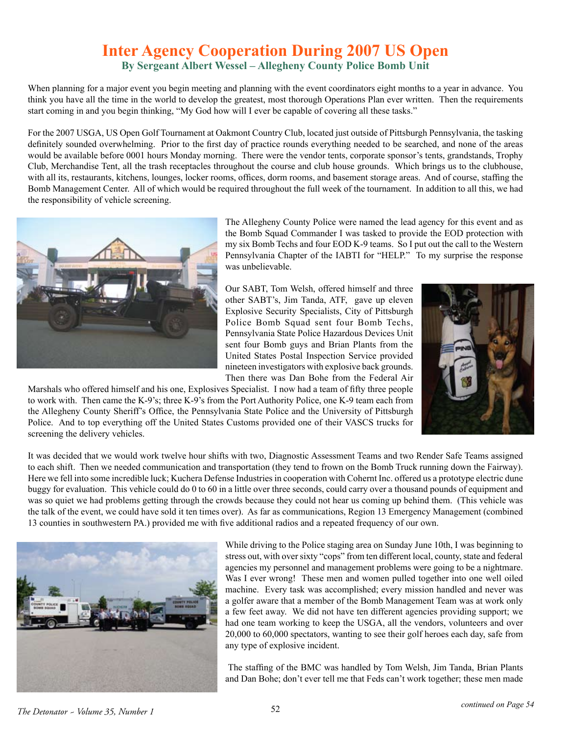# Inter Agency Cooperation During 2007 US Open

### By Sergeant Albert Wessel – Allegheny County Police Bomb Unit

When planning for a major event you begin meeting and planning with the event coordinators eight months to a year in advance. You think you have all the time in the world to develop the greatest, most thorough Operations Plan ever written. Then the requirements start coming in and you begin thinking, "My God how will I ever be capable of covering all these tasks."

For the 2007 USGA, US Open Golf Tournament at Oakmont Country Club, located just outside of Pittsburgh Pennsylvania, the tasking definitely sounded overwhelming. Prior to the first day of practice rounds everything needed to be searched, and none of the areas would be available before 0001 hours Monday morning. There were the vendor tents, corporate sponsor's tents, grandstands, Trophy Club, Merchandise Tent, all the trash receptacles throughout the course and club house grounds. Which brings us to the clubhouse, with all its, restaurants, kitchens, lounges, locker rooms, offices, dorm rooms, and basement storage areas. And of course, staffing the Bomb Management Center. All of which would be required throughout the full week of the tournament. In addition to all this, we had the responsibility of vehicle screening.

The Allegheny County Police were named the lead agency for this event and as the Bomb Squad Commander I was tasked to provide the EOD protection with my six Bomb Techs and four EOD K-9 teams. So I put out the call to the Western Pennsylvania Chapter of the IABTI for "HELP." To my surprise the response was unbelievable.

Our SABT, Tom Welsh, offered himself and three other SABT's, Jim Tanda, ATF, gave up eleven Explosive Security Specialists, City of Pittsburgh Police Bomb Squad sent four Bomb Techs, Pennsylvania State Police Hazardous Devices Unit sent four Bomb guys and Brian Plants from the United States Postal Inspection Service provided nineteen investigators with explosive back grounds. Then there was Dan Bohe from the Federal Air Marshals who offered himself and his one, Explosives Specialist. I now had a team of fifty three people to work with. Then came the K-9's; three K-9's from the Port Authority Police, one K-9 team each from the Allegheny County Sheriff's Office, the Pennsylvania State Police and the University of Pittsburgh Police. And to top everything off the United States Customs provided one of their VASCS trucks for screening the delivery vehicles.

It was decided that we would work twelve hour shifts with two, Diagnostic Assessment Teams and two Render Safe Teams assigned to each shift. Then we needed communication and transportation (they tend to frown on the Bomb Truck running down the Fairway). Here we fell into some incredible luck; Kuchera Defense Industries in cooperation with Cohernt Inc. offered us a prototype electric dune buggy for evaluation. This vehicle could do 0 to 60 in a little over three seconds, could carry over a thousand pounds of equipment and was so quiet we had problems getting through the crowds because they could not hear us coming up behind them. (This vehicle was the talk of the event, we could have sold it ten times over). As far as communications, Region 13 Emergency Management (combined 13 counties in southwestern PA.) provided me with five additional radios and a repeated frequency of our own.

While driving to the Police staging area on Sunday June 10th, I was beginning to stress out, with over sixty "cops" from ten different local, county, state and federal agencies my personnel and management problems were going to be a nightmare. Was I ever wrong! These men and women pulled together into one well oiled machine. Every task was accomplished; every mission handled and never was a golfer aware that a member of the Bomb Management Team was at work only a few feet away. We did not have ten different agencies providing support; we had one team working to keep the USGA, all the vendors, volunteers and over 20,000 to 60,000 spectators, wanting to see their golf heroes each day, safe from any type of explosive incident.

The staffing of the BMC was handled by Tom Welsh, Jim Tanda, Brian Plants and Dan Bohe; don't ever tell me that Feds can't work together; these men made

*continued on Page 54*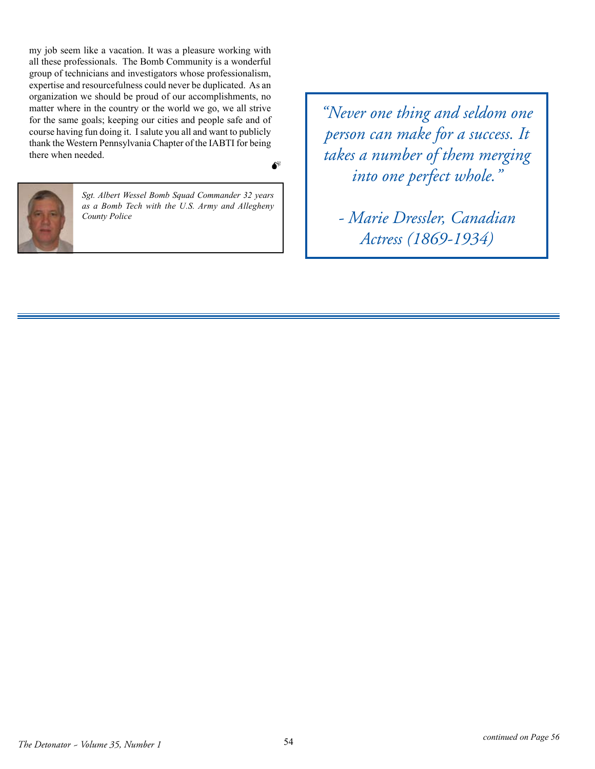my job seem like a vacation. It was a pleasure working with all these professionals. The Bomb Community is a wonderful group of technicians and investigators whose professionalism, expertise and resourcefulness could never be duplicated. As an organization we should be proud of our accomplishments, no matter where in the country or the world we go, we all strive for the same goals; keeping our cities and people safe and of course having fun doing it. I salute you all and want to publicly thank the Western Pennsylvania Chapter of the IABTI for being there when needed.

*Sgt. Albert Wessel Bomb Squad Commander 32 years as a Bomb Tech with the U.S. Army and Allegheny County Police*

> *"Never one thing and seldom one person can make for a success. It takes a number of them merging into one perfect whole."*
>
> *- Marie Dressler, Canadian Actress (1869-1934)*

*continued on Page 56*